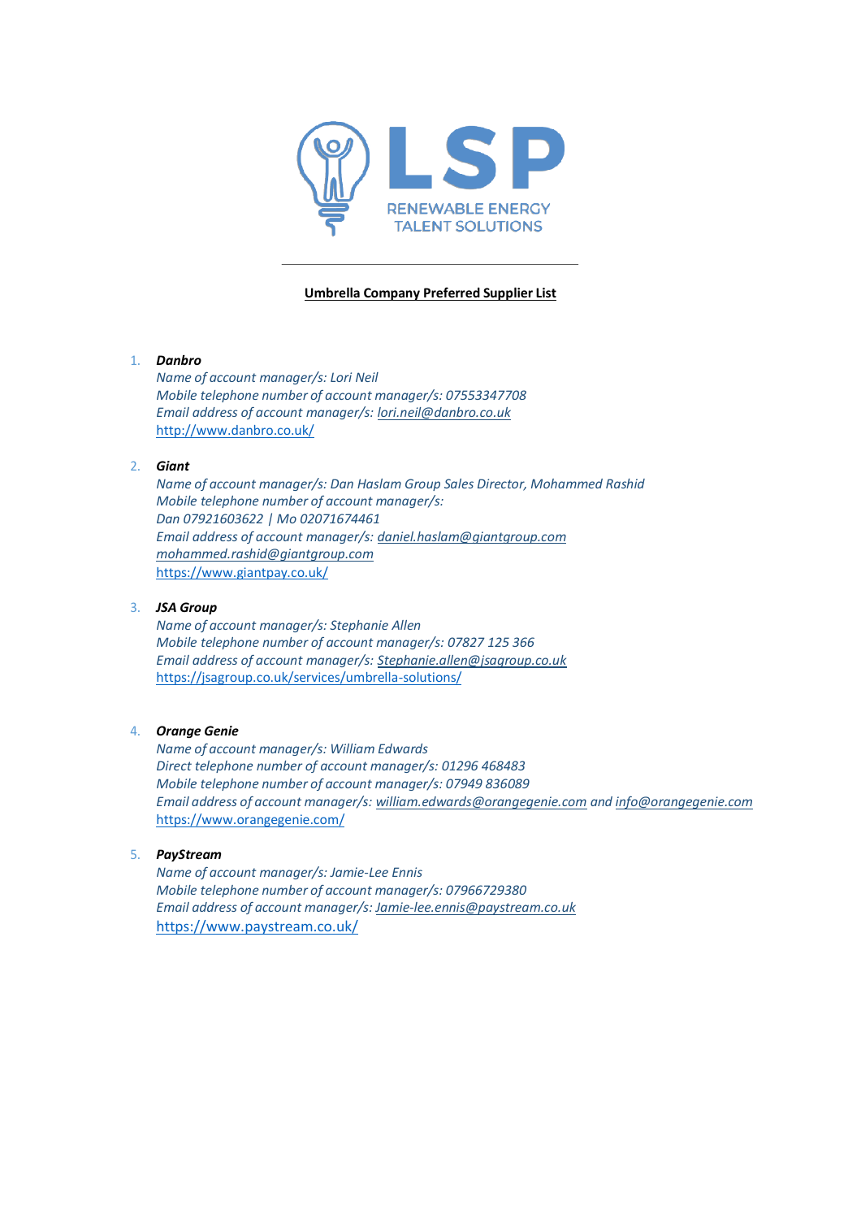LSP

RENEWABLE ENERGY TALENT SOLUTIONS

**Umbrella Company Preferred Supplier List**

1. ***Danbro***
   *Name of account manager/s: Lori Neil*
   *Mobile telephone number of account manager/s: 07553347708*
   *Email address of account manager/s: lori.neil@danbro.co.uk*
   http://www.danbro.co.uk/

2. ***Giant***
   *Name of account manager/s: Dan Haslam Group Sales Director, Mohammed Rashid*
   *Mobile telephone number of account manager/s:*
   *Dan 07921603622 | Mo 02071674461*
   *Email address of account manager/s: daniel.haslam@giantgroup.com*
   *mohammed.rashid@giantgroup.com*
   https://www.giantpay.co.uk/

3. ***JSA Group***
   *Name of account manager/s: Stephanie Allen*
   *Mobile telephone number of account manager/s: 07827 125 366*
   *Email address of account manager/s: Stephanie.allen@jsagroup.co.uk*
   https://jsagroup.co.uk/services/umbrella-solutions/

4. ***Orange Genie***
   *Name of account manager/s: William Edwards*
   *Direct telephone number of account manager/s: 01296 468483*
   *Mobile telephone number of account manager/s: 07949 836089*
   *Email address of account manager/s: william.edwards@orangegenie.com and info@orangegenie.com*
   https://www.orangegenie.com/

5. ***PayStream***
   *Name of account manager/s: Jamie-Lee Ennis*
   *Mobile telephone number of account manager/s: 07966729380*
   *Email address of account manager/s: Jamie-lee.ennis@paystream.co.uk*
   https://www.paystream.co.uk/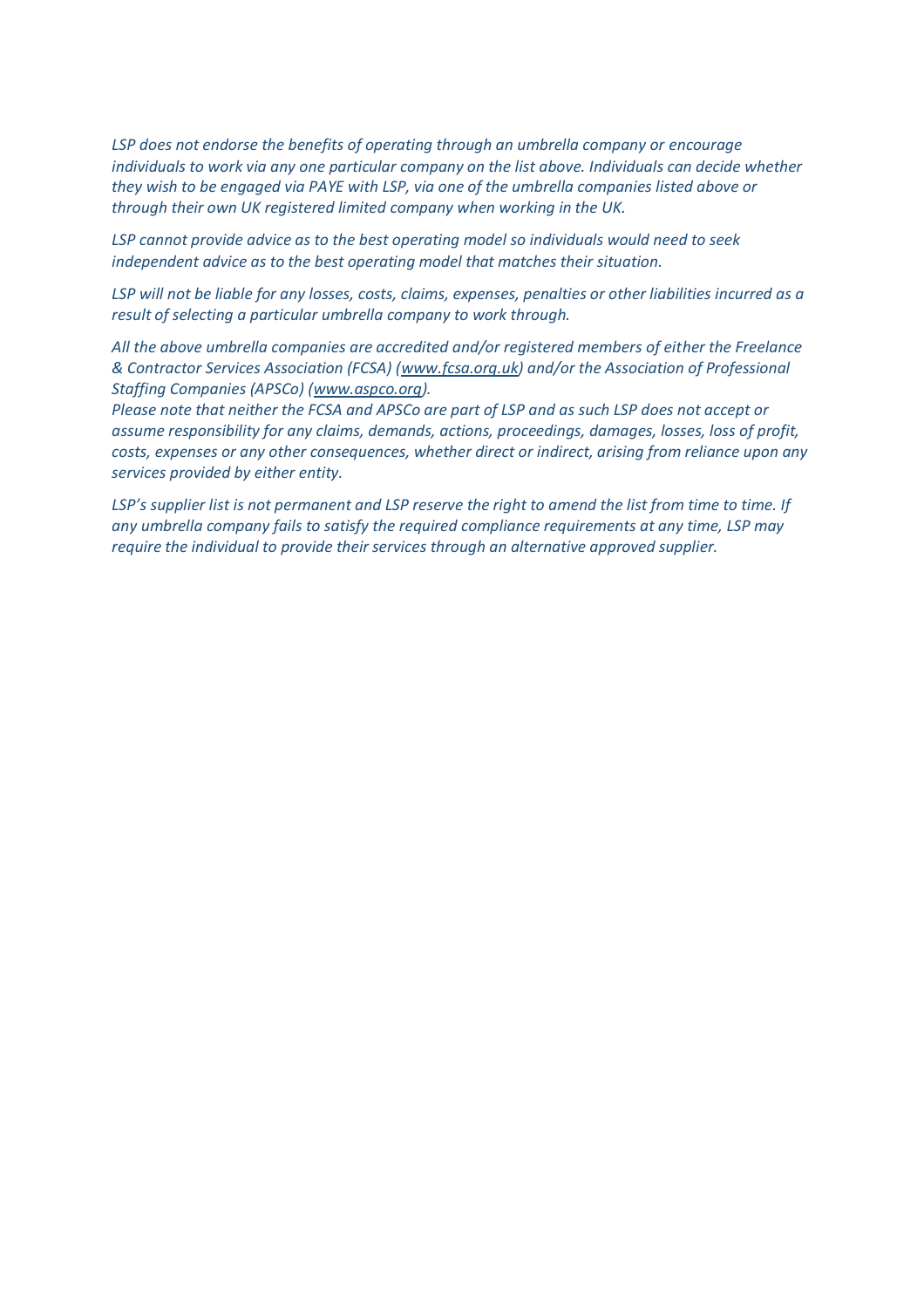*LSP does not endorse the benefits of operating through an umbrella company or encourage individuals to work via any one particular company on the list above. Individuals can decide whether they wish to be engaged via PAYE with LSP, via one of the umbrella companies listed above or through their own UK registered limited company when working in the UK.*

*LSP cannot provide advice as to the best operating model so individuals would need to seek independent advice as to the best operating model that matches their situation.*

*LSP will not be liable for any losses, costs, claims, expenses, penalties or other liabilities incurred as a result of selecting a particular umbrella company to work through.*

*All the above umbrella companies are accredited and/or registered members of either the Freelance & Contractor Services Association (FCSA) (www.fcsa.org.uk) and/or the Association of Professional Staffing Companies (APSCo) (www.aspco.org).*
*Please note that neither the FCSA and APSCo are part of LSP and as such LSP does not accept or assume responsibility for any claims, demands, actions, proceedings, damages, losses, loss of profit, costs, expenses or any other consequences, whether direct or indirect, arising from reliance upon any services provided by either entity.*

*LSP's supplier list is not permanent and LSP reserve the right to amend the list from time to time. If any umbrella company fails to satisfy the required compliance requirements at any time, LSP may require the individual to provide their services through an alternative approved supplier.*